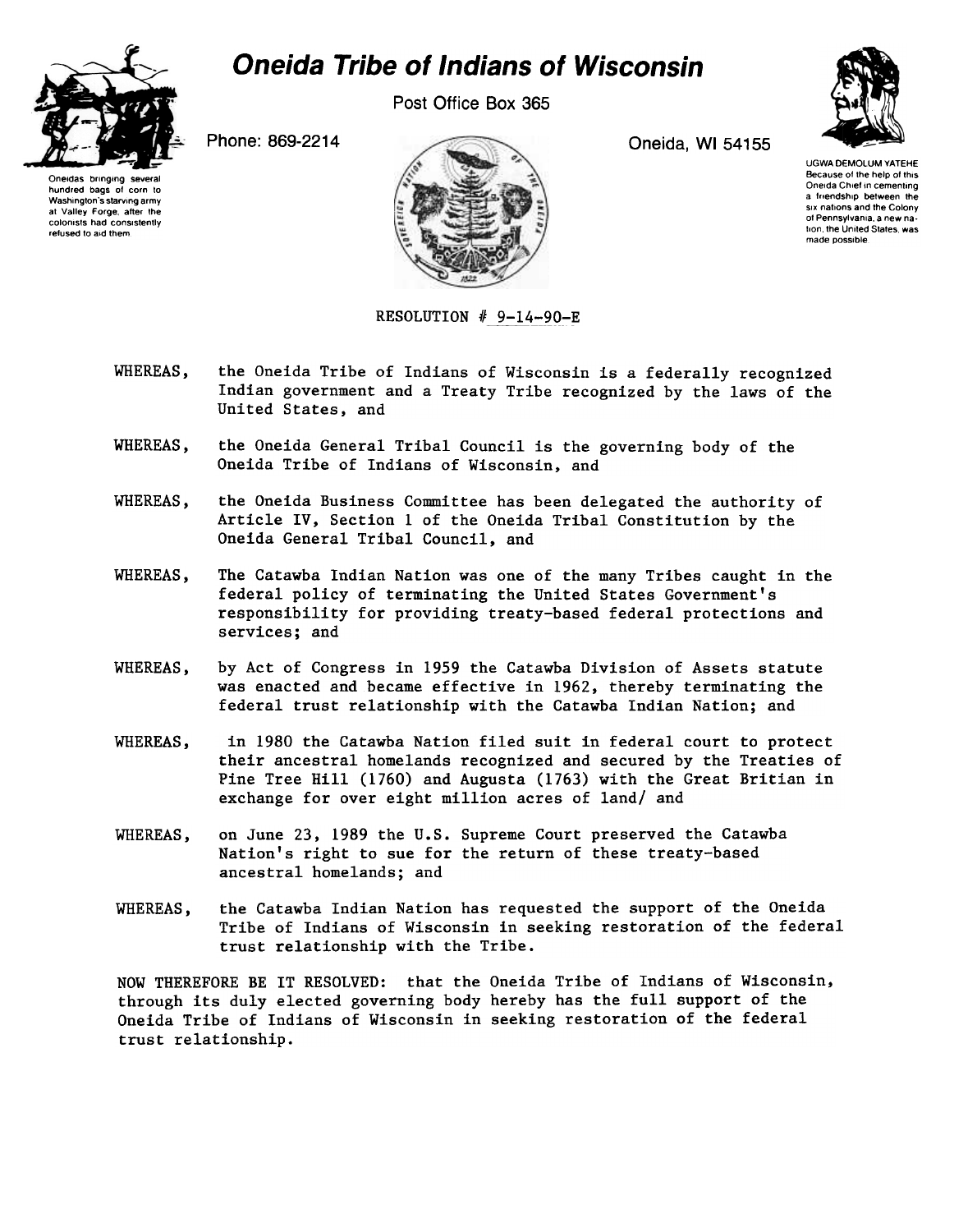# Oneida Tribe of Indians of Wisconsin

Post Office Box 365

Phone: 869-2214

Oneida, WI 54155

Oneidas bringing several hundred bags of corn to Washington's starving army at Valley Forge, after the colonists had consistently refused to aid them.

UGWA DEMOLUM YATEHE
Because of the help of this Oneida Chief in cementing a friendship between the six nations and the Colony of Pennsylvania, a new nation, the United States, was made possible.

RESOLUTION # 9-14-90-E

WHEREAS, the Oneida Tribe of Indians of Wisconsin is a federally recognized Indian government and a Treaty Tribe recognized by the laws of the United States, and

WHEREAS, the Oneida General Tribal Council is the governing body of the Oneida Tribe of Indians of Wisconsin, and

WHEREAS, the Oneida Business Committee has been delegated the authority of Article IV, Section 1 of the Oneida Tribal Constitution by the Oneida General Tribal Council, and

WHEREAS, The Catawba Indian Nation was one of the many Tribes caught in the federal policy of terminating the United States Government's responsibility for providing treaty-based federal protections and services; and

WHEREAS, by Act of Congress in 1959 the Catawba Division of Assets statute was enacted and became effective in 1962, thereby terminating the federal trust relationship with the Catawba Indian Nation; and

WHEREAS, in 1980 the Catawba Nation filed suit in federal court to protect their ancestral homelands recognized and secured by the Treaties of Pine Tree Hill (1760) and Augusta (1763) with the Great Britian in exchange for over eight million acres of land/ and

WHEREAS, on June 23, 1989 the U.S. Supreme Court preserved the Catawba Nation's right to sue for the return of these treaty-based ancestral homelands; and

WHEREAS, the Catawba Indian Nation has requested the support of the Oneida Tribe of Indians of Wisconsin in seeking restoration of the federal trust relationship with the Tribe.

NOW THEREFORE BE IT RESOLVED: that the Oneida Tribe of Indians of Wisconsin, through its duly elected governing body hereby has the full support of the Oneida Tribe of Indians of Wisconsin in seeking restoration of the federal trust relationship.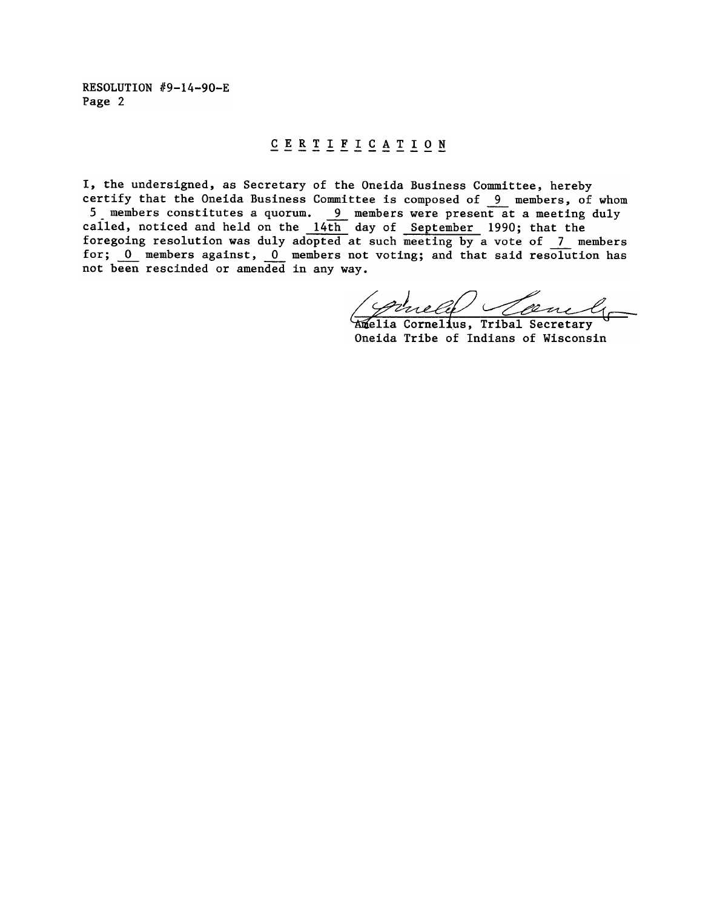RESOLUTION #9-14-90-E
Page 2

# CERTIFICATION

I, the undersigned, as Secretary of the Oneida Business Committee, hereby certify that the Oneida Business Committee is composed of 9 members, of whom 5 members constitutes a quorum. 9 members were present at a meeting duly called, noticed and held on the 14th day of September 1990; that the foregoing resolution was duly adopted at such meeting by a vote of 7 members for; 0 members against, 0 members not voting; and that said resolution has not been rescinded or amended in any way.

Amelia Cornelius, Tribal Secretary
Oneida Tribe of Indians of Wisconsin